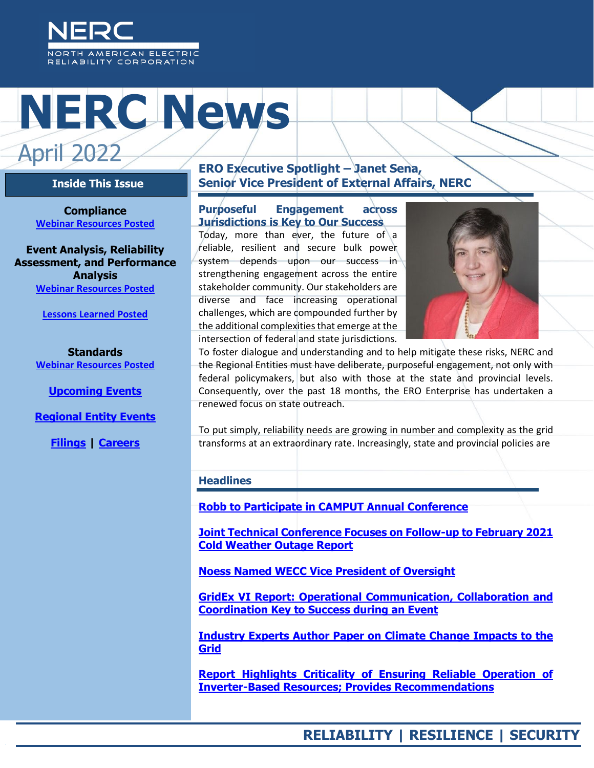# NERC News

April 2022

## Inside This Issue

**Compliance**
Webinar Resources Posted

**Event Analysis, Reliability Assessment, and Performance Analysis**
Webinar Resources Posted

Lessons Learned Posted

**Standards**
Webinar Resources Posted

**Upcoming Events**

**Regional Entity Events**

**Filings** | **Careers**

## ERO Executive Spotlight – Janet Sena, Senior Vice President of External Affairs, NERC

### Purposeful Engagement across Jurisdictions is Key to Our Success

Today, more than ever, the future of a reliable, resilient and secure bulk power system depends upon our success in strengthening engagement across the entire stakeholder community. Our stakeholders are diverse and face increasing operational challenges, which are compounded further by the additional complexities that emerge at the intersection of federal and state jurisdictions. To foster dialogue and understanding and to help mitigate these risks, NERC and the Regional Entities must have deliberate, purposeful engagement, not only with federal policymakers, but also with those at the state and provincial levels. Consequently, over the past 18 months, the ERO Enterprise has undertaken a renewed focus on state outreach.

To put simply, reliability needs are growing in number and complexity as the grid transforms at an extraordinary rate. Increasingly, state and provincial policies are

## Headlines

**Robb to Participate in CAMPUT Annual Conference**

**Joint Technical Conference Focuses on Follow-up to February 2021 Cold Weather Outage Report**

**Noess Named WECC Vice President of Oversight**

**GridEx VI Report: Operational Communication, Collaboration and Coordination Key to Success during an Event**

**Industry Experts Author Paper on Climate Change Impacts to the Grid**

**Report Highlights Criticality of Ensuring Reliable Operation of Inverter-Based Resources; Provides Recommendations**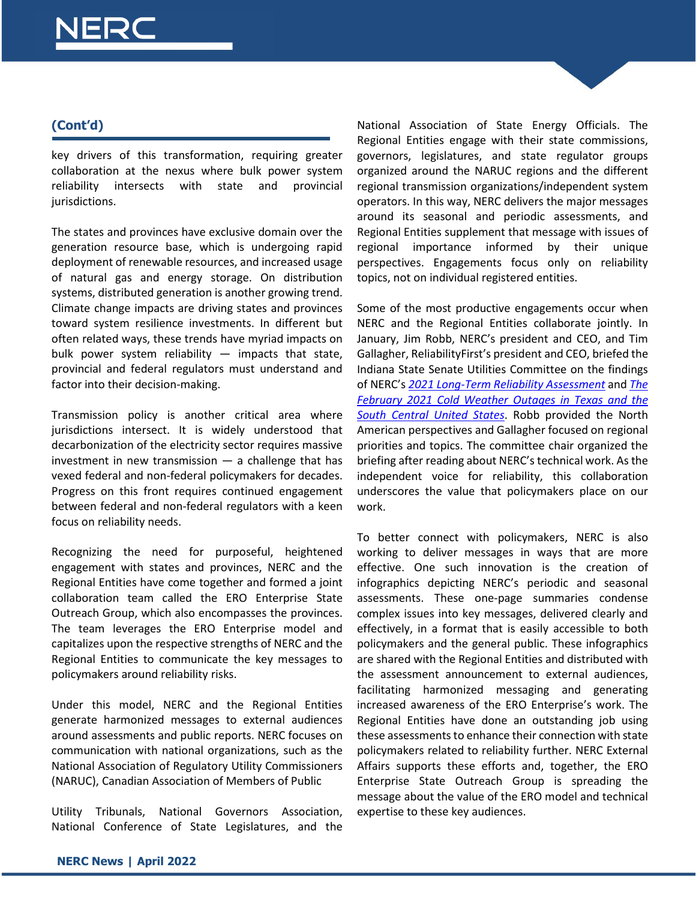## (Cont'd)

key drivers of this transformation, requiring greater collaboration at the nexus where bulk power system reliability intersects with state and provincial jurisdictions.

The states and provinces have exclusive domain over the generation resource base, which is undergoing rapid deployment of renewable resources, and increased usage of natural gas and energy storage. On distribution systems, distributed generation is another growing trend. Climate change impacts are driving states and provinces toward system resilience investments. In different but often related ways, these trends have myriad impacts on bulk power system reliability — impacts that state, provincial and federal regulators must understand and factor into their decision-making.

Transmission policy is another critical area where jurisdictions intersect. It is widely understood that decarbonization of the electricity sector requires massive investment in new transmission — a challenge that has vexed federal and non-federal policymakers for decades. Progress on this front requires continued engagement between federal and non-federal regulators with a keen focus on reliability needs.

Recognizing the need for purposeful, heightened engagement with states and provinces, NERC and the Regional Entities have come together and formed a joint collaboration team called the ERO Enterprise State Outreach Group, which also encompasses the provinces. The team leverages the ERO Enterprise model and capitalizes upon the respective strengths of NERC and the Regional Entities to communicate the key messages to policymakers around reliability risks.

Under this model, NERC and the Regional Entities generate harmonized messages to external audiences around assessments and public reports. NERC focuses on communication with national organizations, such as the National Association of Regulatory Utility Commissioners (NARUC), Canadian Association of Members of Public Utility Tribunals, National Governors Association, National Conference of State Legislatures, and the National Association of State Energy Officials. The Regional Entities engage with their state commissions, governors, legislatures, and state regulator groups organized around the NARUC regions and the different regional transmission organizations/independent system operators. In this way, NERC delivers the major messages around its seasonal and periodic assessments, and Regional Entities supplement that message with issues of regional importance informed by their unique perspectives. Engagements focus only on reliability topics, not on individual registered entities.

Some of the most productive engagements occur when NERC and the Regional Entities collaborate jointly. In January, Jim Robb, NERC's president and CEO, and Tim Gallagher, ReliabilityFirst's president and CEO, briefed the Indiana State Senate Utilities Committee on the findings of NERC's *2021 Long-Term Reliability Assessment* and *The February 2021 Cold Weather Outages in Texas and the South Central United States*. Robb provided the North American perspectives and Gallagher focused on regional priorities and topics. The committee chair organized the briefing after reading about NERC's technical work. As the independent voice for reliability, this collaboration underscores the value that policymakers place on our work.

To better connect with policymakers, NERC is also working to deliver messages in ways that are more effective. One such innovation is the creation of infographics depicting NERC's periodic and seasonal assessments. These one-page summaries condense complex issues into key messages, delivered clearly and effectively, in a format that is easily accessible to both policymakers and the general public. These infographics are shared with the Regional Entities and distributed with the assessment announcement to external audiences, facilitating harmonized messaging and generating increased awareness of the ERO Enterprise's work. The Regional Entities have done an outstanding job using these assessments to enhance their connection with state policymakers related to reliability further. NERC External Affairs supports these efforts and, together, the ERO Enterprise State Outreach Group is spreading the message about the value of the ERO model and technical expertise to these key audiences.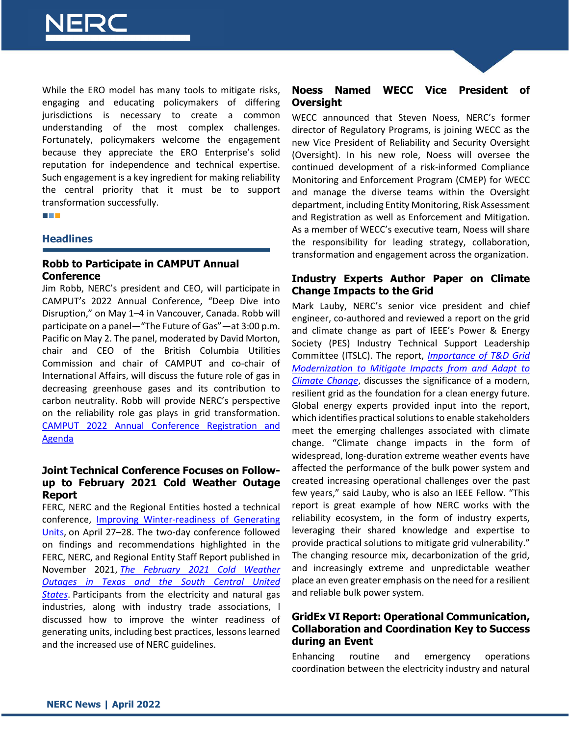While the ERO model has many tools to mitigate risks, engaging and educating policymakers of differing jurisdictions is necessary to create a common understanding of the most complex challenges. Fortunately, policymakers welcome the engagement because they appreciate the ERO Enterprise's solid reputation for independence and technical expertise. Such engagement is a key ingredient for making reliability the central priority that it must be to support transformation successfully.

## Headlines

### Robb to Participate in CAMPUT Annual Conference

Jim Robb, NERC's president and CEO, will participate in CAMPUT's 2022 Annual Conference, "Deep Dive into Disruption," on May 1–4 in Vancouver, Canada. Robb will participate on a panel—"The Future of Gas"—at 3:00 p.m. Pacific on May 2. The panel, moderated by David Morton, chair and CEO of the British Columbia Utilities Commission and chair of CAMPUT and co-chair of International Affairs, will discuss the future role of gas in decreasing greenhouse gases and its contribution to carbon neutrality. Robb will provide NERC's perspective on the reliability role gas plays in grid transformation. [CAMPUT 2022 Annual Conference Registration and Agenda]()

### Joint Technical Conference Focuses on Follow-up to February 2021 Cold Weather Outage Report

FERC, NERC and the Regional Entities hosted a technical conference, [Improving Winter-readiness of Generating Units](), on April 27–28. The two-day conference followed on findings and recommendations highlighted in the FERC, NERC, and Regional Entity Staff Report published in November 2021, [*The February 2021 Cold Weather Outages in Texas and the South Central United States*](). Participants from the electricity and natural gas industries, along with industry trade associations, l discussed how to improve the winter readiness of generating units, including best practices, lessons learned and the increased use of NERC guidelines.

### Noess Named WECC Vice President of Oversight

WECC announced that Steven Noess, NERC's former director of Regulatory Programs, is joining WECC as the new Vice President of Reliability and Security Oversight (Oversight). In his new role, Noess will oversee the continued development of a risk-informed Compliance Monitoring and Enforcement Program (CMEP) for WECC and manage the diverse teams within the Oversight department, including Entity Monitoring, Risk Assessment and Registration as well as Enforcement and Mitigation. As a member of WECC's executive team, Noess will share the responsibility for leading strategy, collaboration, transformation and engagement across the organization.

### Industry Experts Author Paper on Climate Change Impacts to the Grid

Mark Lauby, NERC's senior vice president and chief engineer, co-authored and reviewed a report on the grid and climate change as part of IEEE's Power & Energy Society (PES) Industry Technical Support Leadership Committee (ITSLC). The report, [*Importance of T&D Grid Modernization to Mitigate Impacts from and Adapt to Climate Change*](), discusses the significance of a modern, resilient grid as the foundation for a clean energy future. Global energy experts provided input into the report, which identifies practical solutions to enable stakeholders meet the emerging challenges associated with climate change. "Climate change impacts in the form of widespread, long-duration extreme weather events have affected the performance of the bulk power system and created increasing operational challenges over the past few years," said Lauby, who is also an IEEE Fellow. "This report is great example of how NERC works with the reliability ecosystem, in the form of industry experts, leveraging their shared knowledge and expertise to provide practical solutions to mitigate grid vulnerability." The changing resource mix, decarbonization of the grid, and increasingly extreme and unpredictable weather place an even greater emphasis on the need for a resilient and reliable bulk power system.

### GridEx VI Report: Operational Communication, Collaboration and Coordination Key to Success during an Event

Enhancing routine and emergency operations coordination between the electricity industry and natural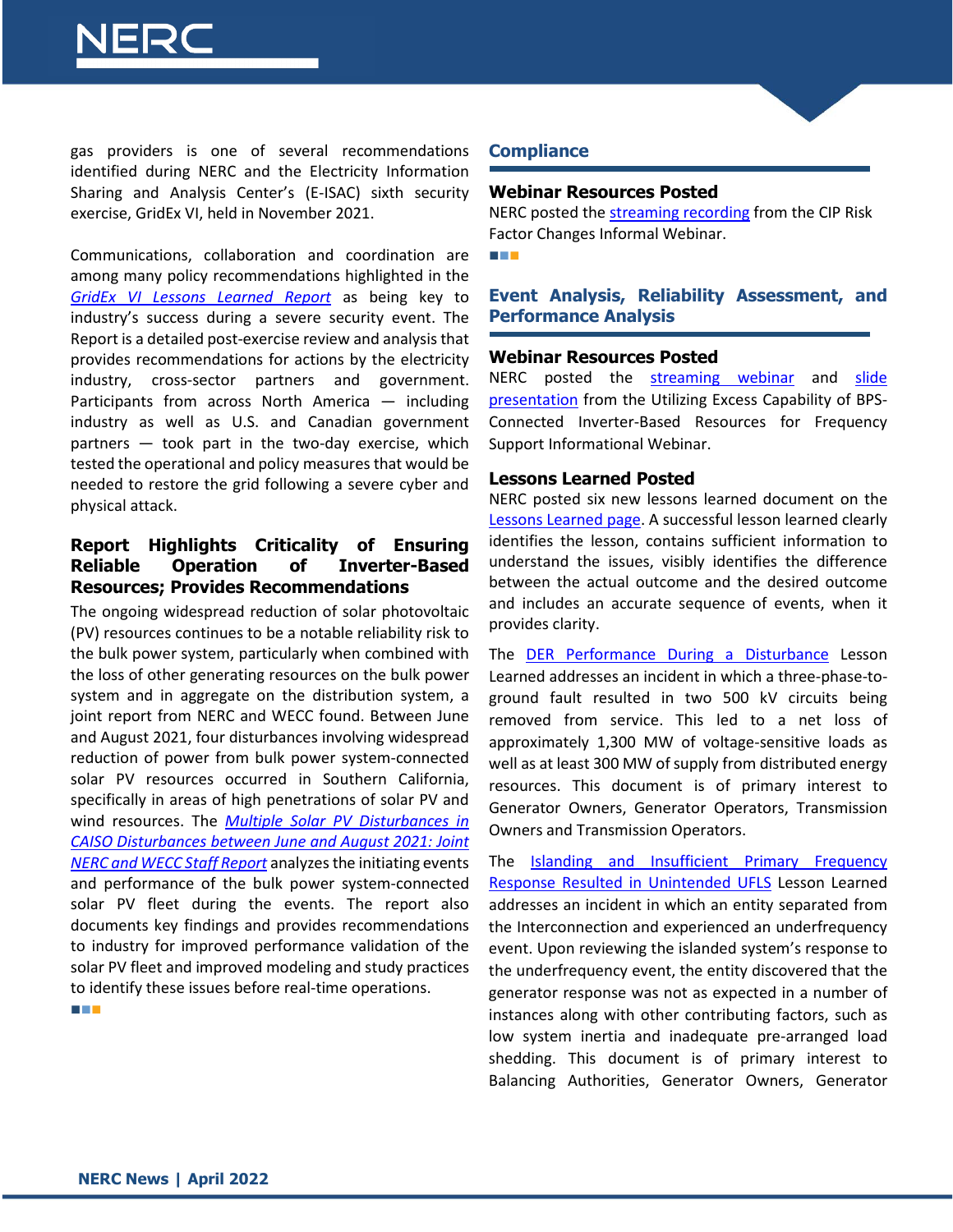gas providers is one of several recommendations identified during NERC and the Electricity Information Sharing and Analysis Center's (E-ISAC) sixth security exercise, GridEx VI, held in November 2021.

Communications, collaboration and coordination are among many policy recommendations highlighted in the *GridEx VI Lessons Learned Report* as being key to industry's success during a severe security event. The Report is a detailed post-exercise review and analysis that provides recommendations for actions by the electricity industry, cross-sector partners and government. Participants from across North America — including industry as well as U.S. and Canadian government partners — took part in the two-day exercise, which tested the operational and policy measures that would be needed to restore the grid following a severe cyber and physical attack.

### Report Highlights Criticality of Ensuring Reliable Operation of Inverter-Based Resources; Provides Recommendations

The ongoing widespread reduction of solar photovoltaic (PV) resources continues to be a notable reliability risk to the bulk power system, particularly when combined with the loss of other generating resources on the bulk power system and in aggregate on the distribution system, a joint report from NERC and WECC found. Between June and August 2021, four disturbances involving widespread reduction of power from bulk power system-connected solar PV resources occurred in Southern California, specifically in areas of high penetrations of solar PV and wind resources. The *Multiple Solar PV Disturbances in CAISO Disturbances between June and August 2021: Joint NERC and WECC Staff Report* analyzes the initiating events and performance of the bulk power system-connected solar PV fleet during the events. The report also documents key findings and provides recommendations to industry for improved performance validation of the solar PV fleet and improved modeling and study practices to identify these issues before real-time operations.

## Compliance

### Webinar Resources Posted

NERC posted the streaming recording from the CIP Risk Factor Changes Informal Webinar.

## Event Analysis, Reliability Assessment, and Performance Analysis

### Webinar Resources Posted

NERC posted the streaming webinar and slide presentation from the Utilizing Excess Capability of BPS-Connected Inverter-Based Resources for Frequency Support Informational Webinar.

### Lessons Learned Posted

NERC posted six new lessons learned document on the Lessons Learned page. A successful lesson learned clearly identifies the lesson, contains sufficient information to understand the issues, visibly identifies the difference between the actual outcome and the desired outcome and includes an accurate sequence of events, when it provides clarity.

The DER Performance During a Disturbance Lesson Learned addresses an incident in which a three-phase-to-ground fault resulted in two 500 kV circuits being removed from service. This led to a net loss of approximately 1,300 MW of voltage-sensitive loads as well as at least 300 MW of supply from distributed energy resources. This document is of primary interest to Generator Owners, Generator Operators, Transmission Owners and Transmission Operators.

The Islanding and Insufficient Primary Frequency Response Resulted in Unintended UFLS Lesson Learned addresses an incident in which an entity separated from the Interconnection and experienced an underfrequency event. Upon reviewing the islanded system's response to the underfrequency event, the entity discovered that the generator response was not as expected in a number of instances along with other contributing factors, such as low system inertia and inadequate pre-arranged load shedding. This document is of primary interest to Balancing Authorities, Generator Owners, Generator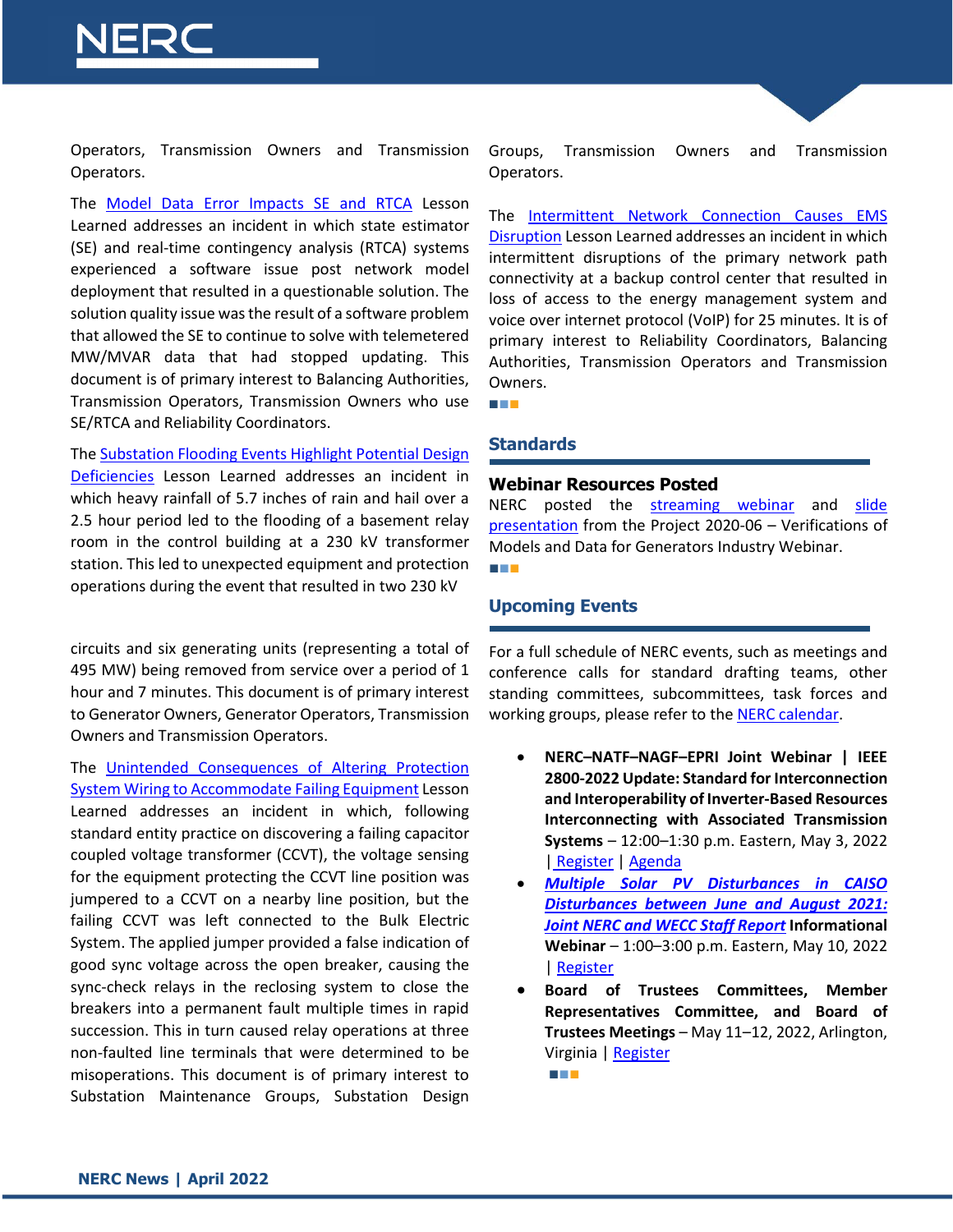Operators, Transmission Owners and Transmission Operators.

The Model Data Error Impacts SE and RTCA Lesson Learned addresses an incident in which state estimator (SE) and real-time contingency analysis (RTCA) systems experienced a software issue post network model deployment that resulted in a questionable solution. The solution quality issue was the result of a software problem that allowed the SE to continue to solve with telemetered MW/MVAR data that had stopped updating. This document is of primary interest to Balancing Authorities, Transmission Operators, Transmission Owners who use SE/RTCA and Reliability Coordinators.

The Substation Flooding Events Highlight Potential Design Deficiencies Lesson Learned addresses an incident in which heavy rainfall of 5.7 inches of rain and hail over a 2.5 hour period led to the flooding of a basement relay room in the control building at a 230 kV transformer station. This led to unexpected equipment and protection operations during the event that resulted in two 230 kV circuits and six generating units (representing a total of 495 MW) being removed from service over a period of 1 hour and 7 minutes. This document is of primary interest to Generator Owners, Generator Operators, Transmission Owners and Transmission Operators.

The Unintended Consequences of Altering Protection System Wiring to Accommodate Failing Equipment Lesson Learned addresses an incident in which, following standard entity practice on discovering a failing capacitor coupled voltage transformer (CCVT), the voltage sensing for the equipment protecting the CCVT line position was jumpered to a CCVT on a nearby line position, but the failing CCVT was left connected to the Bulk Electric System. The applied jumper provided a false indication of good sync voltage across the open breaker, causing the sync-check relays in the reclosing system to close the breakers into a permanent fault multiple times in rapid succession. This in turn caused relay operations at three non-faulted line terminals that were determined to be misoperations. This document is of primary interest to Substation Maintenance Groups, Substation Design Groups, Transmission Owners and Transmission Operators.

The Intermittent Network Connection Causes EMS Disruption Lesson Learned addresses an incident in which intermittent disruptions of the primary network path connectivity at a backup control center that resulted in loss of access to the energy management system and voice over internet protocol (VoIP) for 25 minutes. It is of primary interest to Reliability Coordinators, Balancing Authorities, Transmission Operators and Transmission Owners.

## Standards

### Webinar Resources Posted

NERC posted the streaming webinar and slide presentation from the Project 2020-06 – Verifications of Models and Data for Generators Industry Webinar.

## Upcoming Events

For a full schedule of NERC events, such as meetings and conference calls for standard drafting teams, other standing committees, subcommittees, task forces and working groups, please refer to the NERC calendar.

- **NERC–NATF–NAGF–EPRI Joint Webinar | IEEE 2800-2022 Update: Standard for Interconnection and Interoperability of Inverter-Based Resources Interconnecting with Associated Transmission Systems** – 12:00–1:30 p.m. Eastern, May 3, 2022 | Register | Agenda
- ***Multiple Solar PV Disturbances in CAISO Disturbances between June and August 2021: Joint NERC and WECC Staff Report*** **Informational Webinar** – 1:00–3:00 p.m. Eastern, May 10, 2022 | Register
- **Board of Trustees Committees, Member Representatives Committee, and Board of Trustees Meetings** – May 11–12, 2022, Arlington, Virginia | Register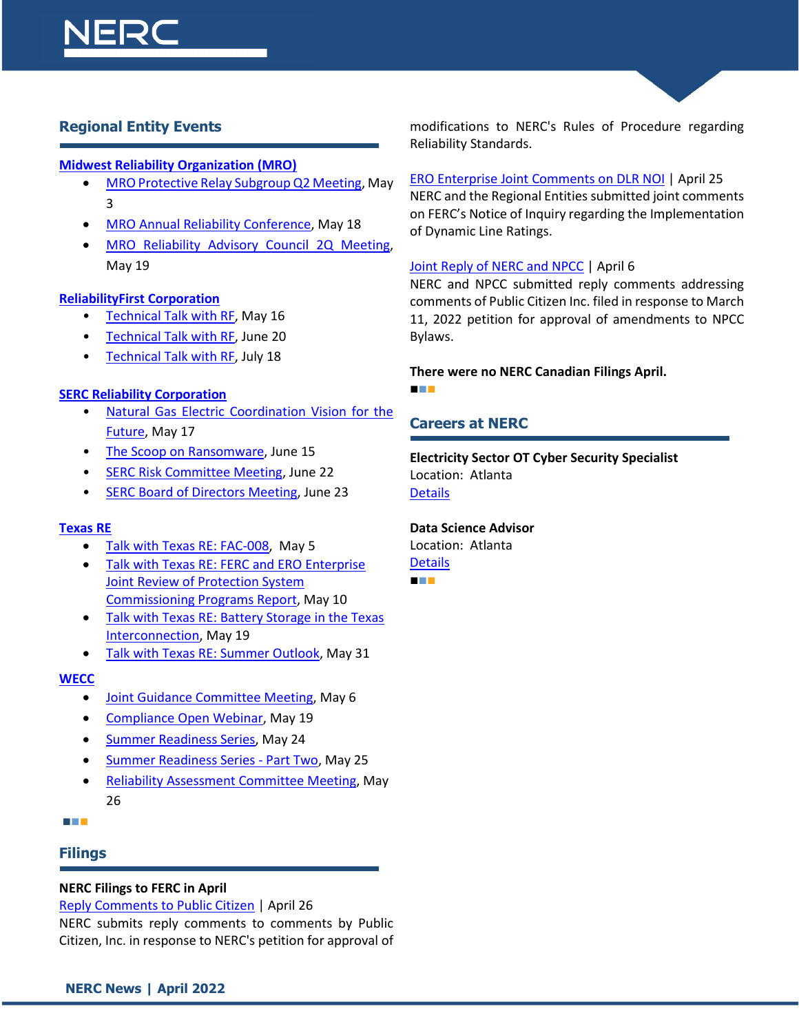## Regional Entity Events

**Midwest Reliability Organization (MRO)**

- MRO Protective Relay Subgroup Q2 Meeting, May 3
- MRO Annual Reliability Conference, May 18
- MRO Reliability Advisory Council 2Q Meeting, May 19

**ReliabilityFirst Corporation**

- Technical Talk with RF, May 16
- Technical Talk with RF, June 20
- Technical Talk with RF, July 18

**SERC Reliability Corporation**

- Natural Gas Electric Coordination Vision for the Future, May 17
- The Scoop on Ransomware, June 15
- SERC Risk Committee Meeting, June 22
- SERC Board of Directors Meeting, June 23

**Texas RE**

- Talk with Texas RE: FAC-008, May 5
- Talk with Texas RE: FERC and ERO Enterprise Joint Review of Protection System Commissioning Programs Report, May 10
- Talk with Texas RE: Battery Storage in the Texas Interconnection, May 19
- Talk with Texas RE: Summer Outlook, May 31

**WECC**

- Joint Guidance Committee Meeting, May 6
- Compliance Open Webinar, May 19
- Summer Readiness Series, May 24
- Summer Readiness Series - Part Two, May 25
- Reliability Assessment Committee Meeting, May 26

## Filings

**NERC Filings to FERC in April**

Reply Comments to Public Citizen | April 26
NERC submits reply comments to comments by Public Citizen, Inc. in response to NERC's petition for approval of modifications to NERC's Rules of Procedure regarding Reliability Standards.

ERO Enterprise Joint Comments on DLR NOI | April 25
NERC and the Regional Entities submitted joint comments on FERC's Notice of Inquiry regarding the Implementation of Dynamic Line Ratings.

Joint Reply of NERC and NPCC | April 6
NERC and NPCC submitted reply comments addressing comments of Public Citizen Inc. filed in response to March 11, 2022 petition for approval of amendments to NPCC Bylaws.

**There were no NERC Canadian Filings April.**

## Careers at NERC

**Electricity Sector OT Cyber Security Specialist**
Location: Atlanta
Details

**Data Science Advisor**
Location: Atlanta
Details